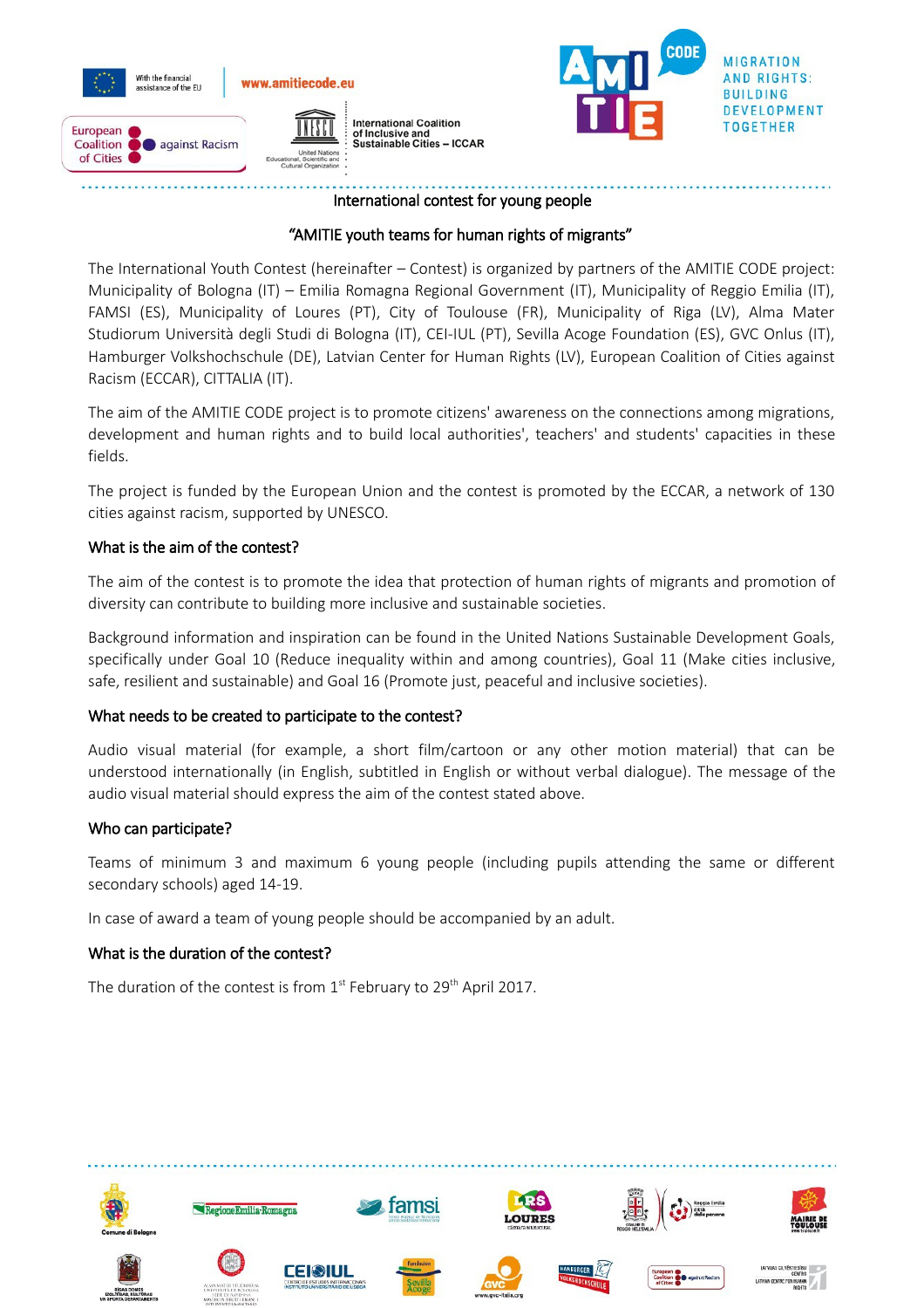International contest for young people

## "AMITIE youth teams for human rights of migrants"

The International Youth Contest (hereinafter – Contest) is organized by partners of the AMITIE CODE project: Municipality of Bologna (IT) – Emilia Romagna Regional Government (IT), Municipality of Reggio Emilia (IT), FAMSI (ES), Municipality of Loures (PT), City of Toulouse (FR), Municipality of Riga (LV), Alma Mater Studiorum Università degli Studi di Bologna (IT), CEI-IUL (PT), Sevilla Acoge Foundation (ES), GVC Onlus (IT), Hamburger Volkshochschule (DE), Latvian Center for Human Rights (LV), European Coalition of Cities against Racism (ECCAR), CITTALIA (IT).

The aim of the AMITIE CODE project is to promote citizens' awareness on the connections among migrations, development and human rights and to build local authorities', teachers' and students' capacities in these fields.

The project is funded by the European Union and the contest is promoted by the ECCAR, a network of 130 cities against racism, supported by UNESCO.

### What is the aim of the contest?

The aim of the contest is to promote the idea that protection of human rights of migrants and promotion of diversity can contribute to building more inclusive and sustainable societies.

Background information and inspiration can be found in the United Nations Sustainable Development Goals, specifically under Goal 10 (Reduce inequality within and among countries), Goal 11 (Make cities inclusive, safe, resilient and sustainable) and Goal 16 (Promote just, peaceful and inclusive societies).

### What needs to be created to participate to the contest?

Audio visual material (for example, a short film/cartoon or any other motion material) that can be understood internationally (in English, subtitled in English or without verbal dialogue). The message of the audio visual material should express the aim of the contest stated above.

### Who can participate?

Teams of minimum 3 and maximum 6 young people (including pupils attending the same or different secondary schools) aged 14-19.

In case of award a team of young people should be accompanied by an adult.

### What is the duration of the contest?

The duration of the contest is from 1st February to 29th April 2017.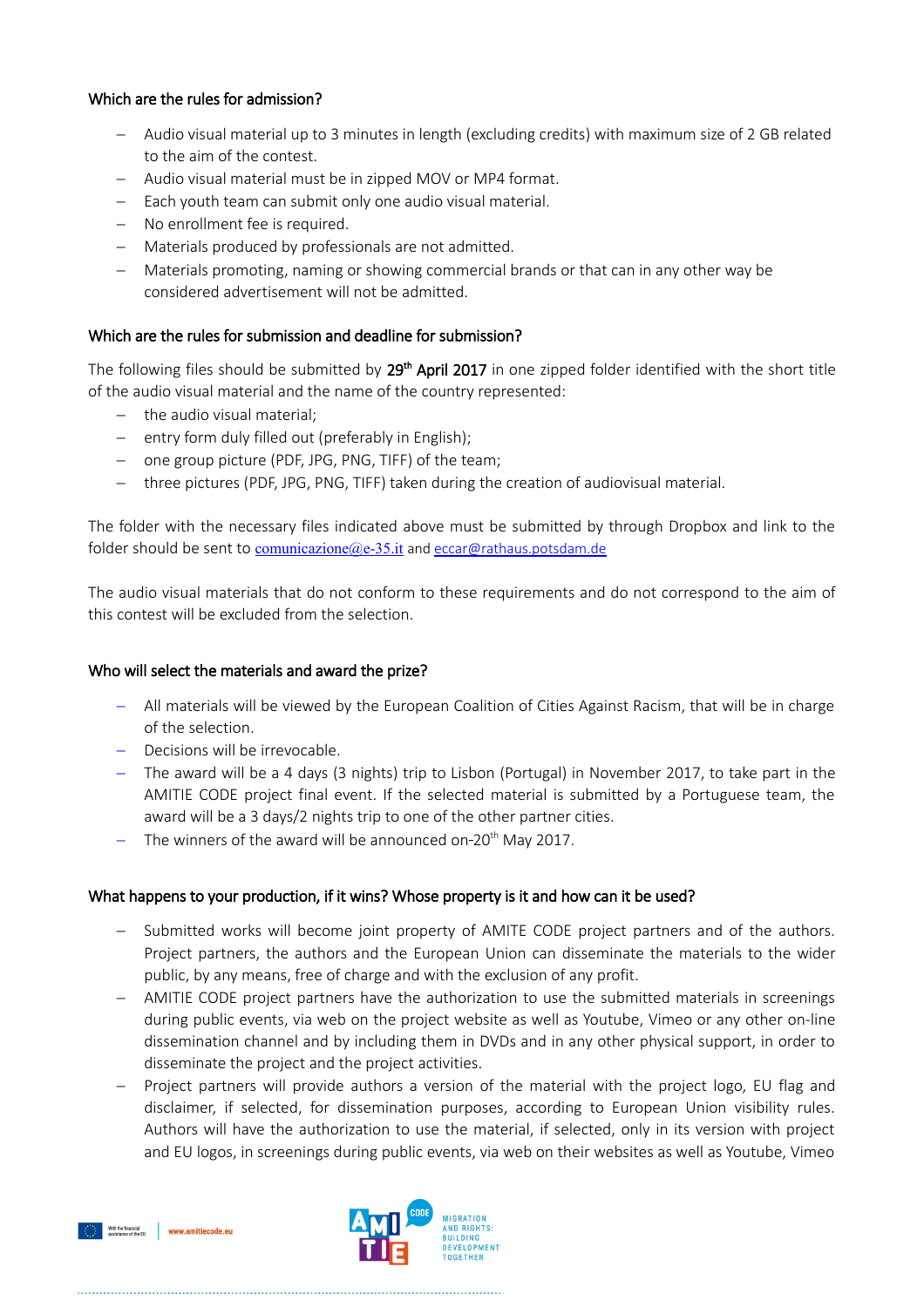**Which are the rules for admission?**

- Audio visual material up to 3 minutes in length (excluding credits) with maximum size of 2 GB related to the aim of the contest.
- Audio visual material must be in zipped MOV or MP4 format.
- Each youth team can submit only one audio visual material.
- No enrollment fee is required.
- Materials produced by professionals are not admitted.
- Materials promoting, naming or showing commercial brands or that can in any other way be considered advertisement will not be admitted.

**Which are the rules for submission and deadline for submission?**

The following files should be submitted by 29th April 2017 in one zipped folder identified with the short title of the audio visual material and the name of the country represented:

- the audio visual material;
- entry form duly filled out (preferably in English);
- one group picture (PDF, JPG, PNG, TIFF) of the team;
- three pictures (PDF, JPG, PNG, TIFF) taken during the creation of audiovisual material.

The folder with the necessary files indicated above must be submitted by through Dropbox and link to the folder should be sent to comunicazione@e-35.it and eccar@rathaus.potsdam.de

The audio visual materials that do not conform to these requirements and do not correspond to the aim of this contest will be excluded from the selection.

**Who will select the materials and award the prize?**

- All materials will be viewed by the European Coalition of Cities Against Racism, that will be in charge of the selection.
- Decisions will be irrevocable.
- The award will be a 4 days (3 nights) trip to Lisbon (Portugal) in November 2017, to take part in the AMITIE CODE project final event. If the selected material is submitted by a Portuguese team, the award will be a 3 days/2 nights trip to one of the other partner cities.
- The winners of the award will be announced on 20th May 2017.

**What happens to your production, if it wins? Whose property is it and how can it be used?**

- Submitted works will become joint property of AMITE CODE project partners and of the authors. Project partners, the authors and the European Union can disseminate the materials to the wider public, by any means, free of charge and with the exclusion of any profit.
- AMITIE CODE project partners have the authorization to use the submitted materials in screenings during public events, via web on the project website as well as Youtube, Vimeo or any other on-line dissemination channel and by including them in DVDs and in any other physical support, in order to disseminate the project and the project activities.
- Project partners will provide authors a version of the material with the project logo, EU flag and disclaimer, if selected, for dissemination purposes, according to European Union visibility rules. Authors will have the authorization to use the material, if selected, only in its version with project and EU logos, in screenings during public events, via web on their websites as well as Youtube, Vimeo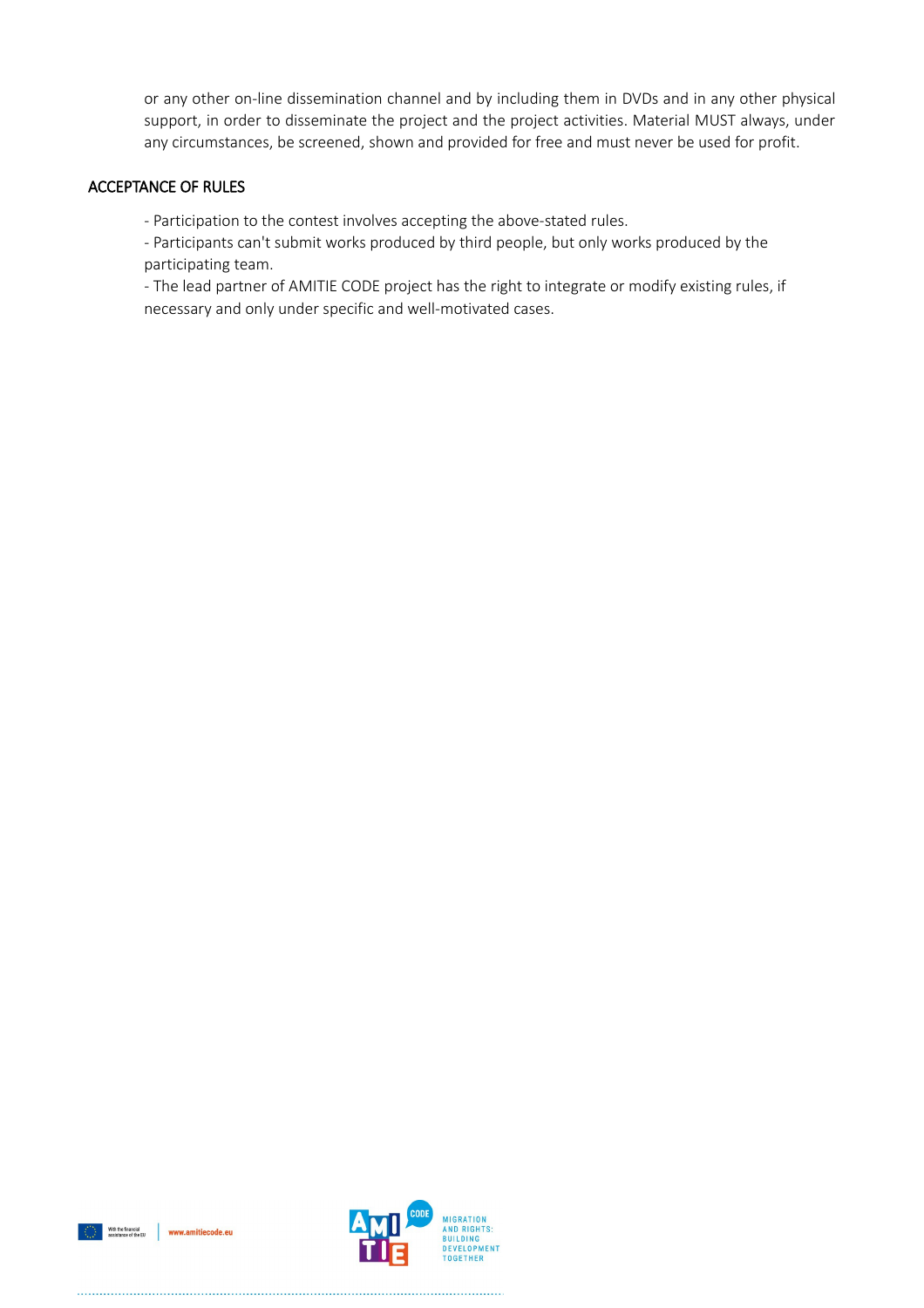or any other on-line dissemination channel and by including them in DVDs and in any other physical support, in order to disseminate the project and the project activities. Material MUST always, under any circumstances, be screened, shown and provided for free and must never be used for profit.

## ACCEPTANCE OF RULES

- Participation to the contest involves accepting the above-stated rules.
- Participants can't submit works produced by third people, but only works produced by the participating team.
- The lead partner of AMITIE CODE project has the right to integrate or modify existing rules, if necessary and only under specific and well-motivated cases.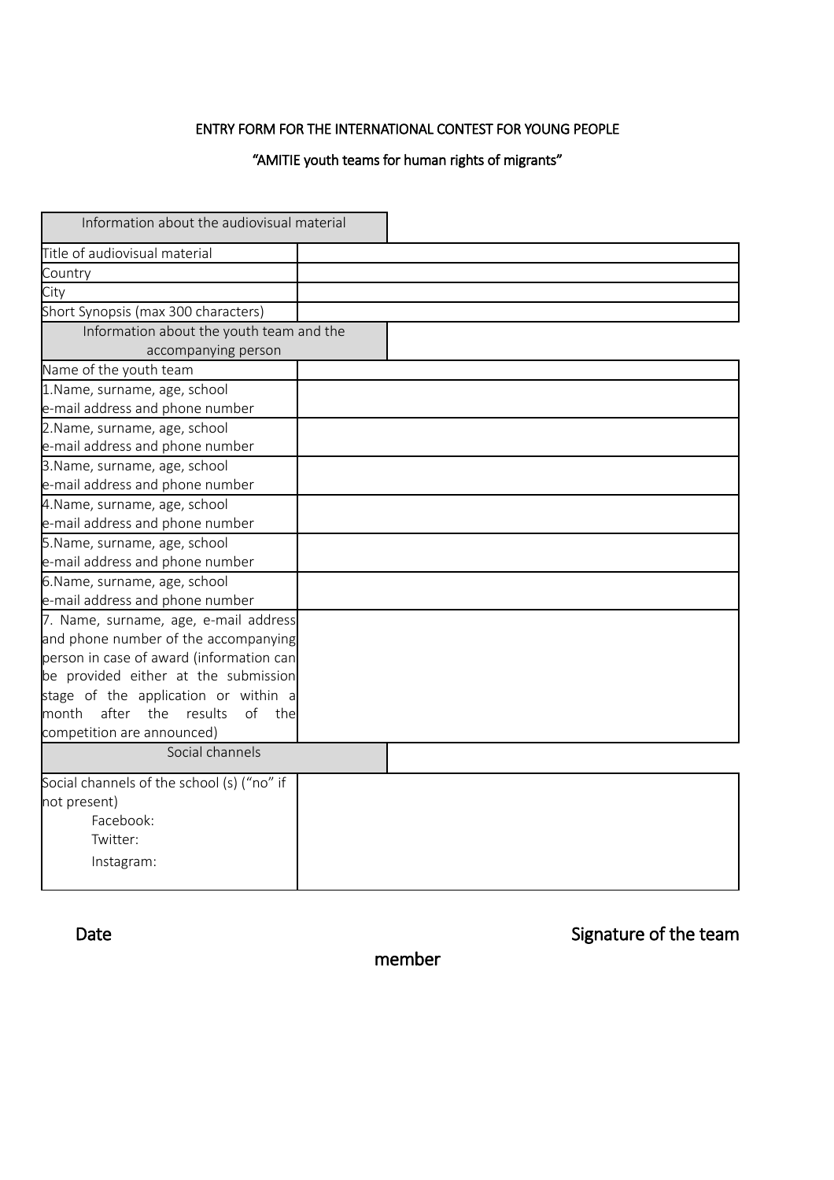ENTRY FORM FOR THE INTERNATIONAL CONTEST FOR YOUNG PEOPLE

"AMITIE youth teams for human rights of migrants"

| | |
|---|---|
| **Information about the audiovisual material** | |
| Title of audiovisual material | |
| Country | |
| City | |
| Short Synopsis (max 300 characters) | |
| **Information about the youth team and the accompanying person** | |
| Name of the youth team | |
| 1.Name, surname, age, school e-mail address and phone number | |
| 2.Name, surname, age, school e-mail address and phone number | |
| 3.Name, surname, age, school e-mail address and phone number | |
| 4.Name, surname, age, school e-mail address and phone number | |
| 5.Name, surname, age, school e-mail address and phone number | |
| 6.Name, surname, age, school e-mail address and phone number | |
| 7. Name, surname, age, e-mail address and phone number of the accompanying person in case of award (information can be provided either at the submission stage of the application or within a month after the results of the competition are announced) | |
| **Social channels** | |
| Social channels of the school (s) ("no" if not present)<br>Facebook:<br>Twitter:<br>Instagram: | |

Date

Signature of the team member